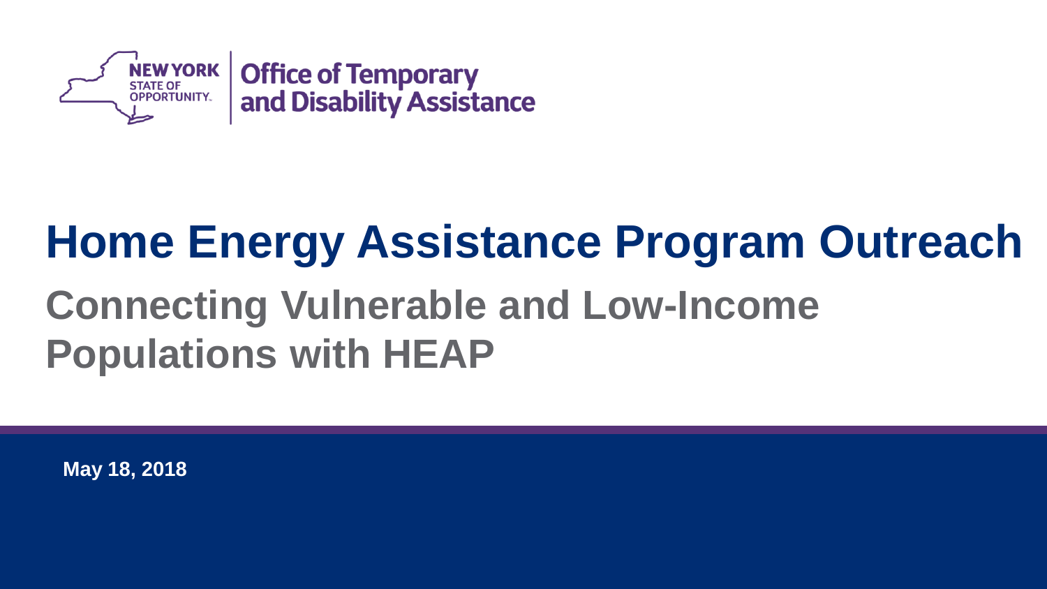NEW YORK STATE OF OPPORTUNITY.

Office of Temporary and Disability Assistance

# Home Energy Assistance Program Outreach

## Connecting Vulnerable and Low-Income Populations with HEAP

**May 18, 2018**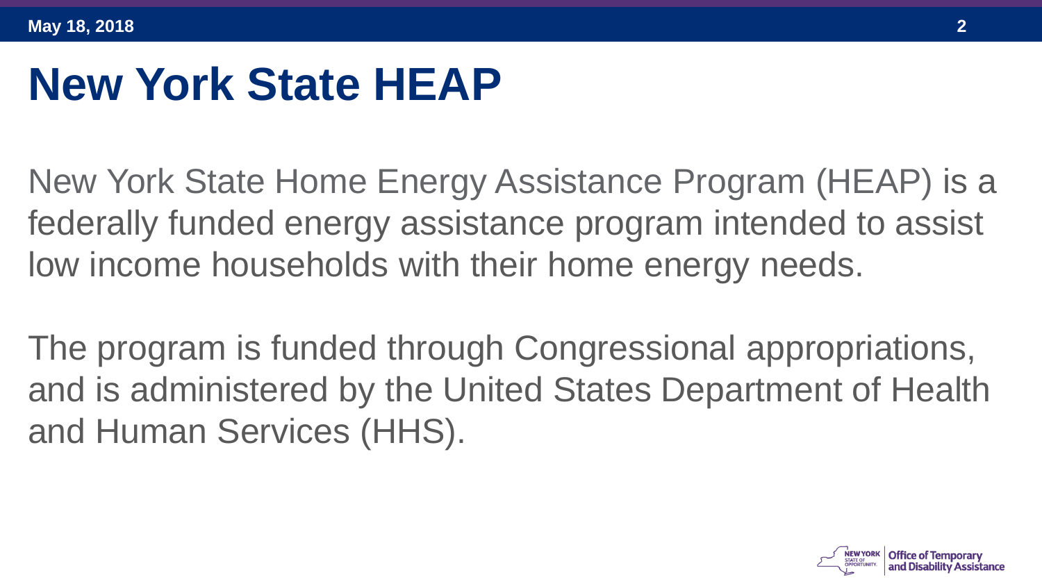# New York State HEAP

New York State Home Energy Assistance Program (HEAP) is a federally funded energy assistance program intended to assist low income households with their home energy needs.

The program is funded through Congressional appropriations, and is administered by the United States Department of Health and Human Services (HHS).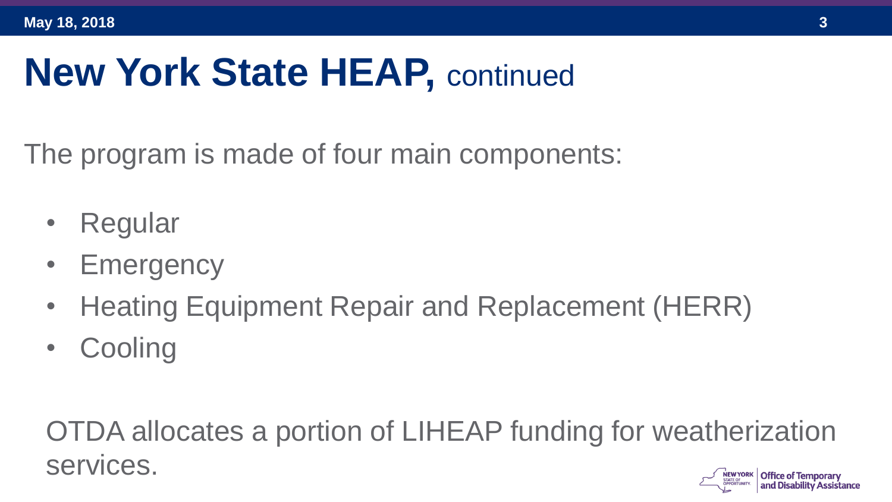# New York State HEAP, continued

The program is made of four main components:

- Regular
- Emergency
- Heating Equipment Repair and Replacement (HERR)
- Cooling

OTDA allocates a portion of LIHEAP funding for weatherization services.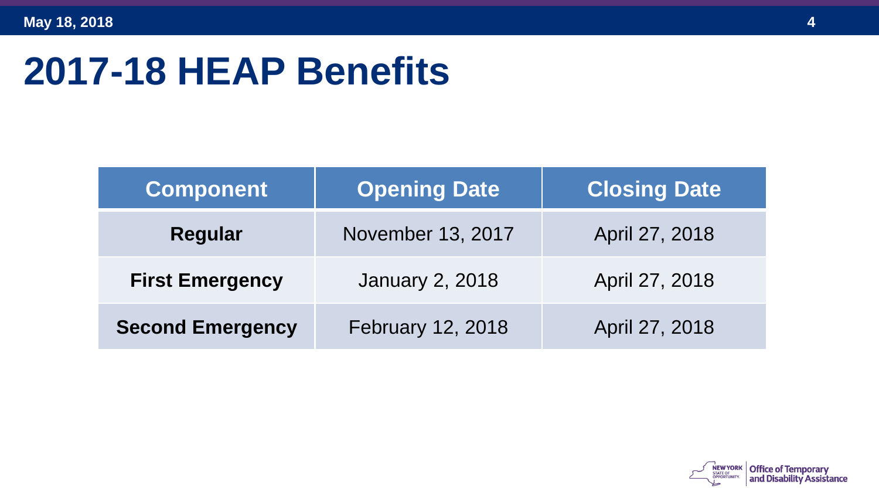# 2017-18 HEAP Benefits

| Component | Opening Date | Closing Date |
|---|---|---|
| **Regular** | November 13, 2017 | April 27, 2018 |
| **First Emergency** | January 2, 2018 | April 27, 2018 |
| **Second Emergency** | February 12, 2018 | April 27, 2018 |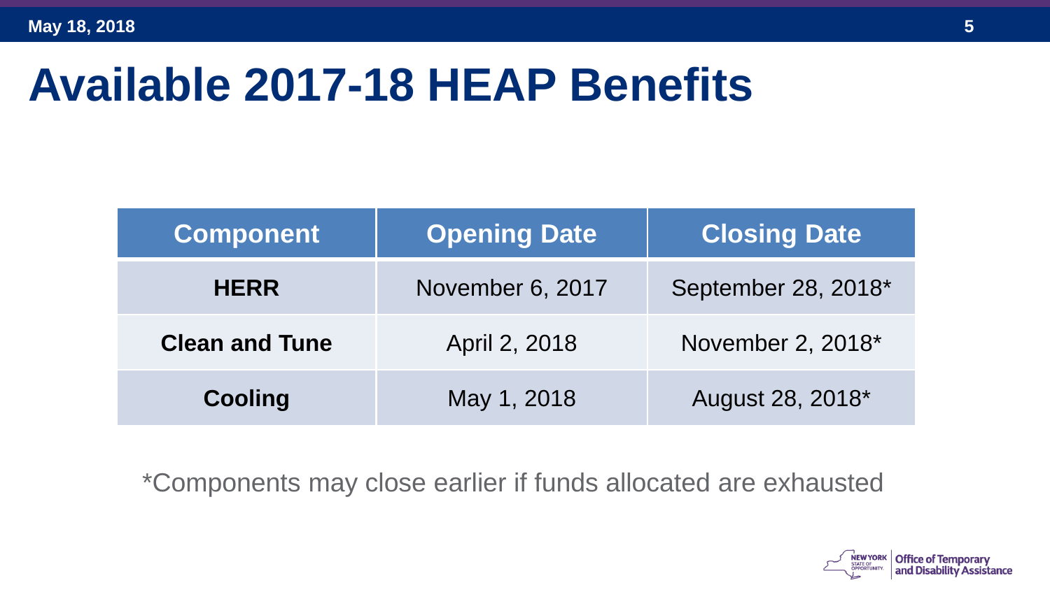# Available 2017-18 HEAP Benefits

| Component | Opening Date | Closing Date |
|---|---|---|
| **HERR** | November 6, 2017 | September 28, 2018* |
| **Clean and Tune** | April 2, 2018 | November 2, 2018* |
| **Cooling** | May 1, 2018 | August 28, 2018* |

*Components may close earlier if funds allocated are exhausted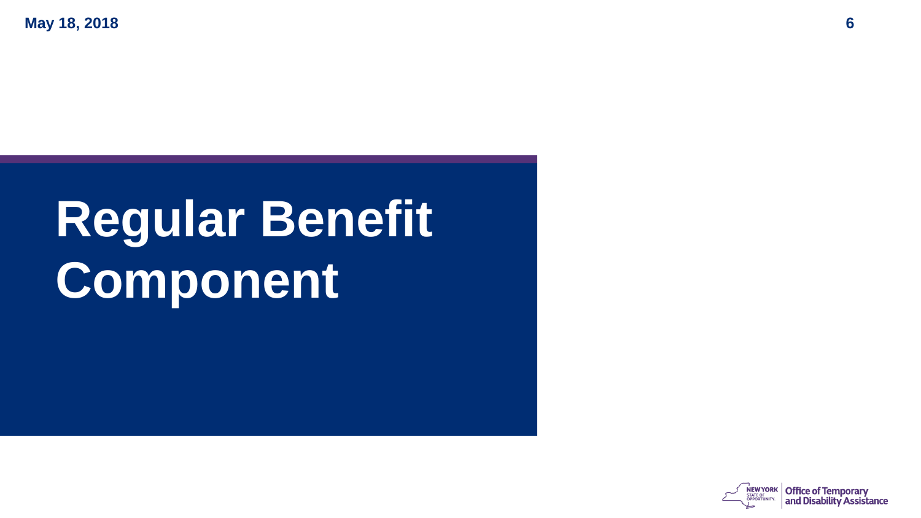# Regular Benefit Component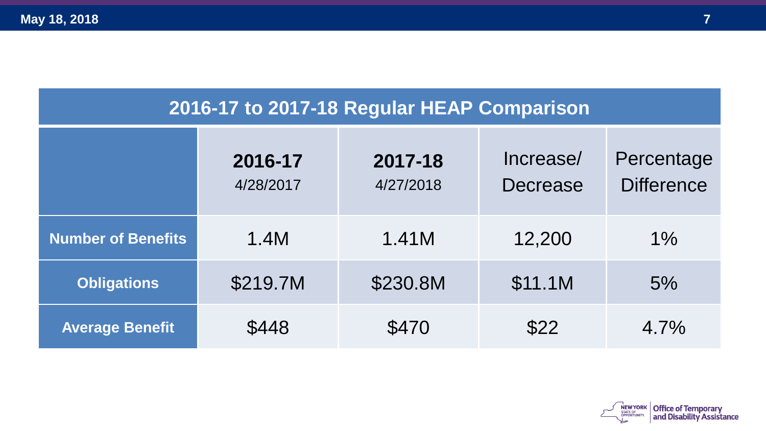| 2016-17 to 2017-18 Regular HEAP Comparison | | | | |
|---|---|---|---|---|
| | **2016-17** 4/28/2017 | **2017-18** 4/27/2018 | Increase/ Decrease | Percentage Difference |
| **Number of Benefits** | 1.4M | 1.41M | 12,200 | 1% |
| **Obligations** | $219.7M | $230.8M | $11.1M | 5% |
| **Average Benefit** | $448 | $470 | $22 | 4.7% |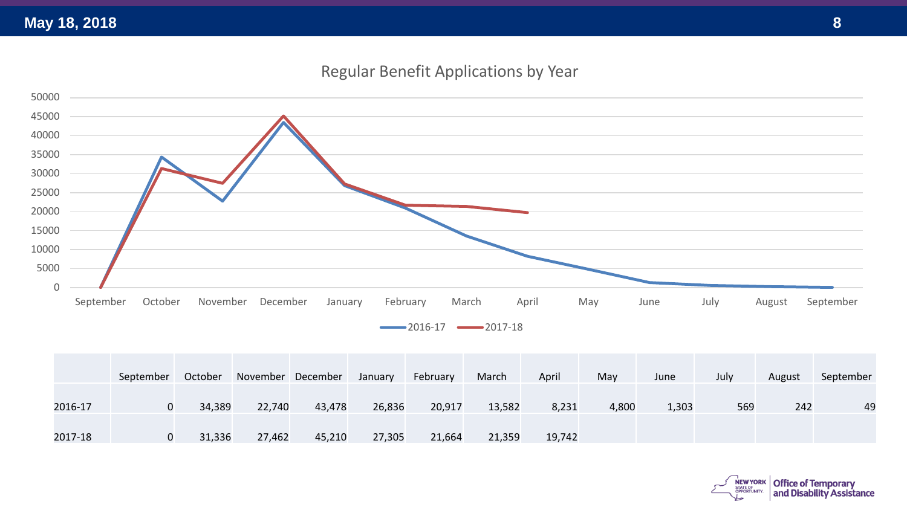## Regular Benefit Applications by Year

| | September | October | November | December | January | February | March | April | May | June | July | August | September |
|---|---|---|---|---|---|---|---|---|---|---|---|---|---|
| 2016-17 | 0 | 34,389 | 22,740 | 43,478 | 26,836 | 20,917 | 13,582 | 8,231 | 4,800 | 1,303 | 569 | 242 | 49 |
| 2017-18 | 0 | 31,336 | 27,462 | 45,210 | 27,305 | 21,664 | 21,359 | 19,742 | | | | | |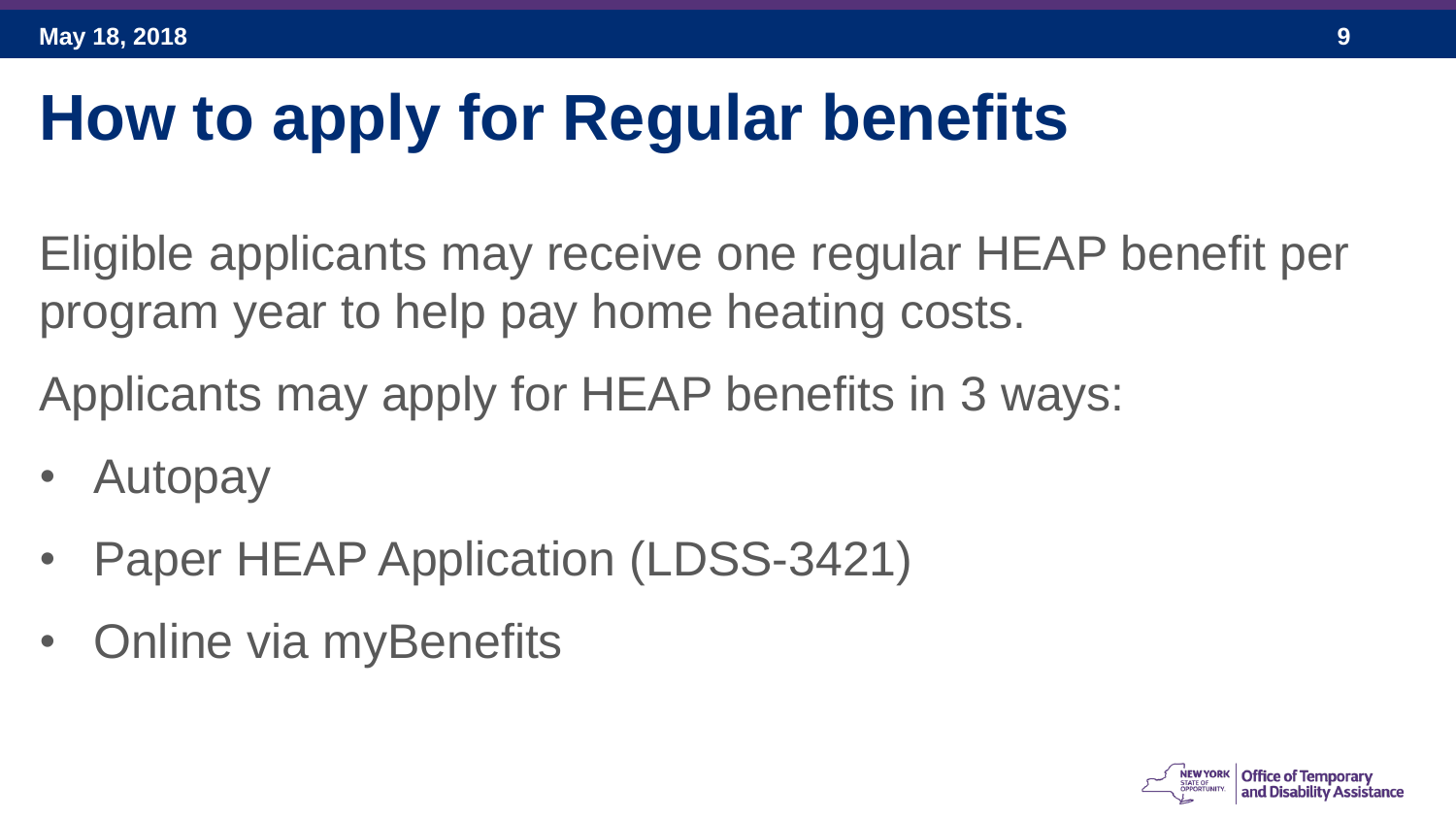# How to apply for Regular benefits

Eligible applicants may receive one regular HEAP benefit per program year to help pay home heating costs.

Applicants may apply for HEAP benefits in 3 ways:

- Autopay
- Paper HEAP Application (LDSS-3421)
- Online via myBenefits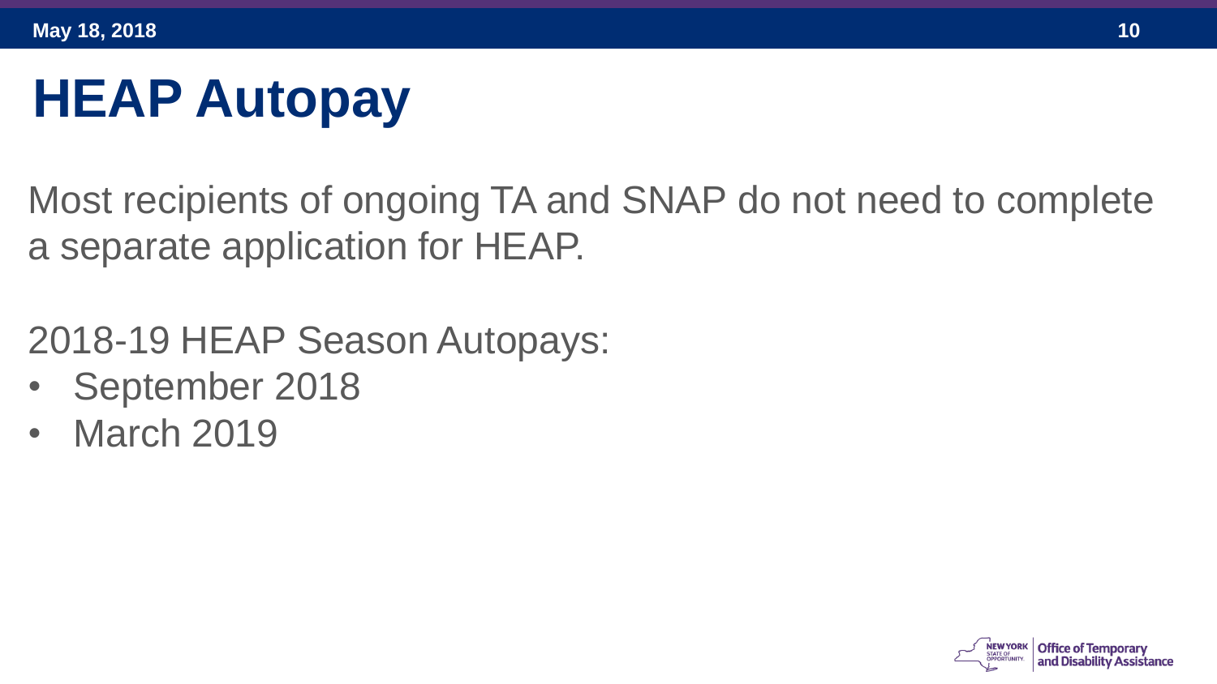# HEAP Autopay

Most recipients of ongoing TA and SNAP do not need to complete a separate application for HEAP.

2018-19 HEAP Season Autopays:

- September 2018
- March 2019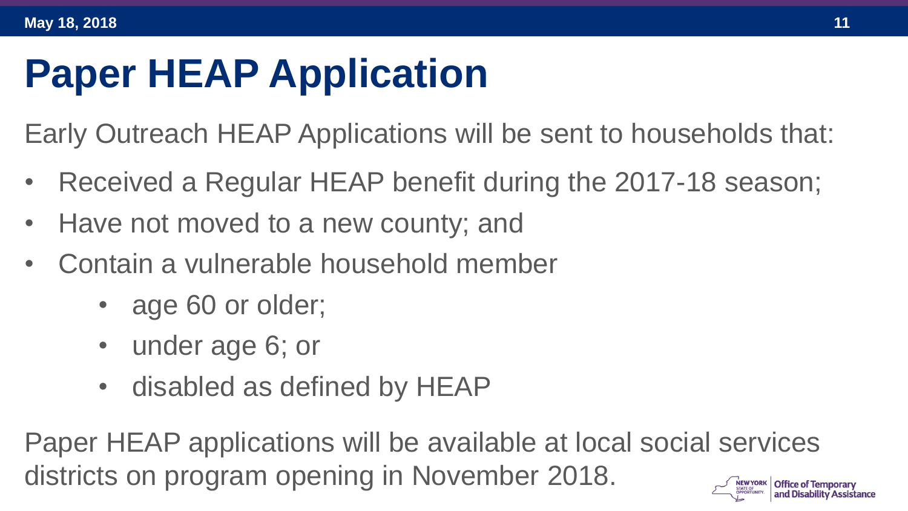# Paper HEAP Application

Early Outreach HEAP Applications will be sent to households that:

- Received a Regular HEAP benefit during the 2017-18 season;
- Have not moved to a new county; and
- Contain a vulnerable household member
    - age 60 or older;
    - under age 6; or
    - disabled as defined by HEAP

Paper HEAP applications will be available at local social services districts on program opening in November 2018.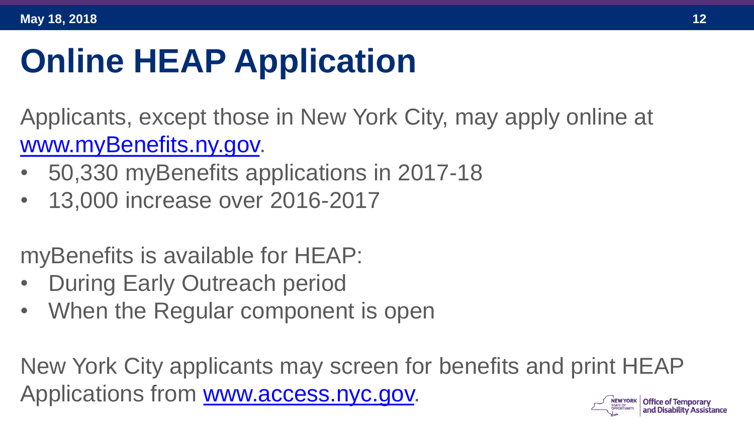# Online HEAP Application

Applicants, except those in New York City, may apply online at www.myBenefits.ny.gov.

- 50,330 myBenefits applications in 2017-18
- 13,000 increase over 2016-2017

myBenefits is available for HEAP:

- During Early Outreach period
- When the Regular component is open

New York City applicants may screen for benefits and print HEAP Applications from www.access.nyc.gov.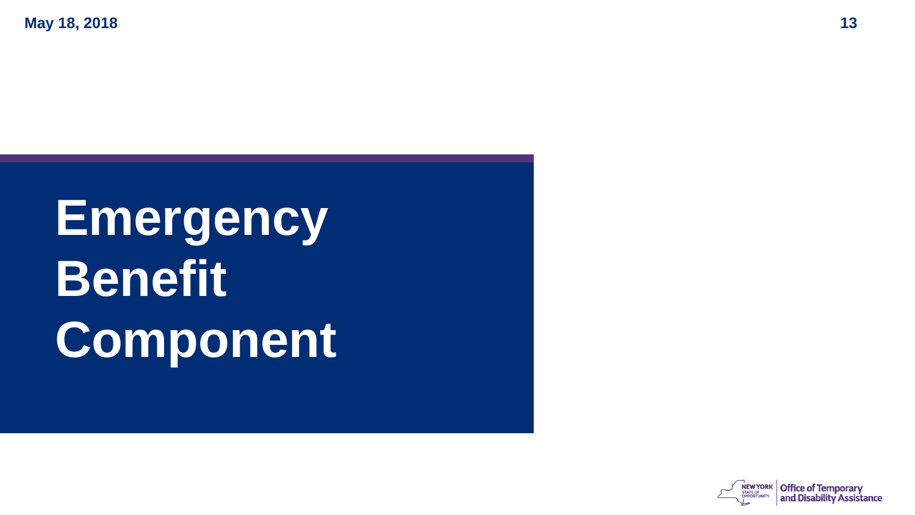# Emergency Benefit Component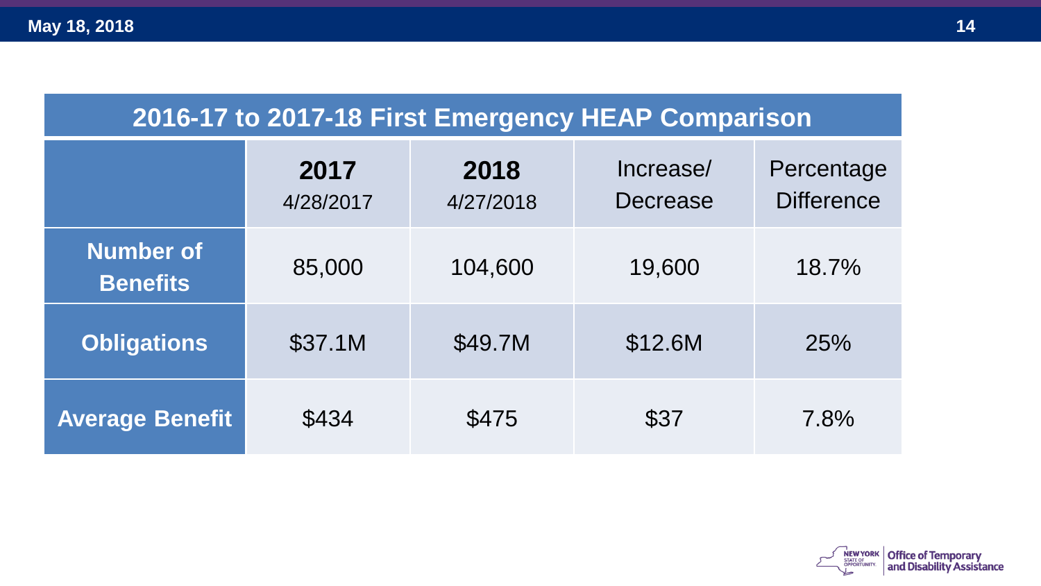## 2016-17 to 2017-18 First Emergency HEAP Comparison

| | 2017 4/28/2017 | 2018 4/27/2018 | Increase/ Decrease | Percentage Difference |
|---|---|---|---|---|
| **Number of Benefits** | 85,000 | 104,600 | 19,600 | 18.7% |
| **Obligations** | $37.1M | $49.7M | $12.6M | 25% |
| **Average Benefit** | $434 | $475 | $37 | 7.8% |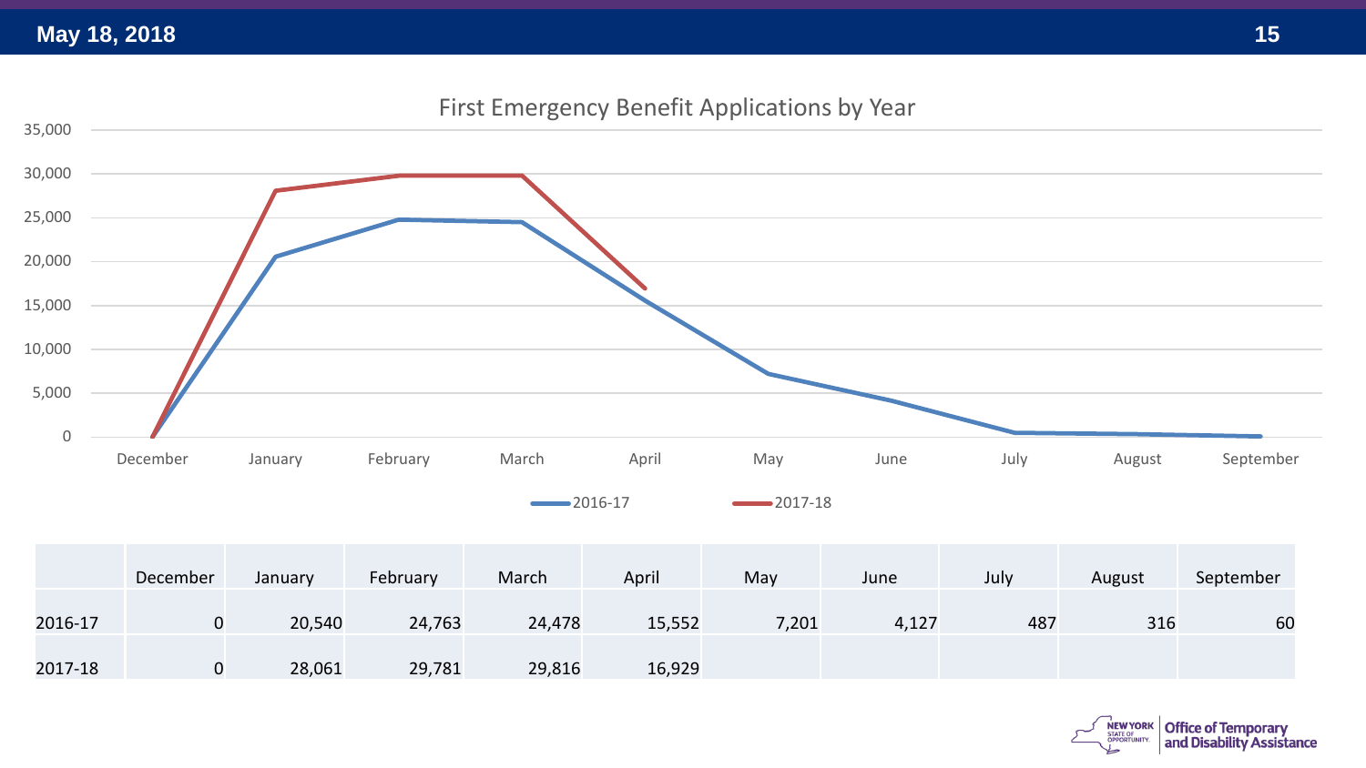## First Emergency Benefit Applications by Year

| | December | January | February | March | April | May | June | July | August | September |
|---|---|---|---|---|---|---|---|---|---|---|
| 2016-17 | 0 | 20,540 | 24,763 | 24,478 | 15,552 | 7,201 | 4,127 | 487 | 316 | 60 |
| 2017-18 | 0 | 28,061 | 29,781 | 29,816 | 16,929 | | | | | |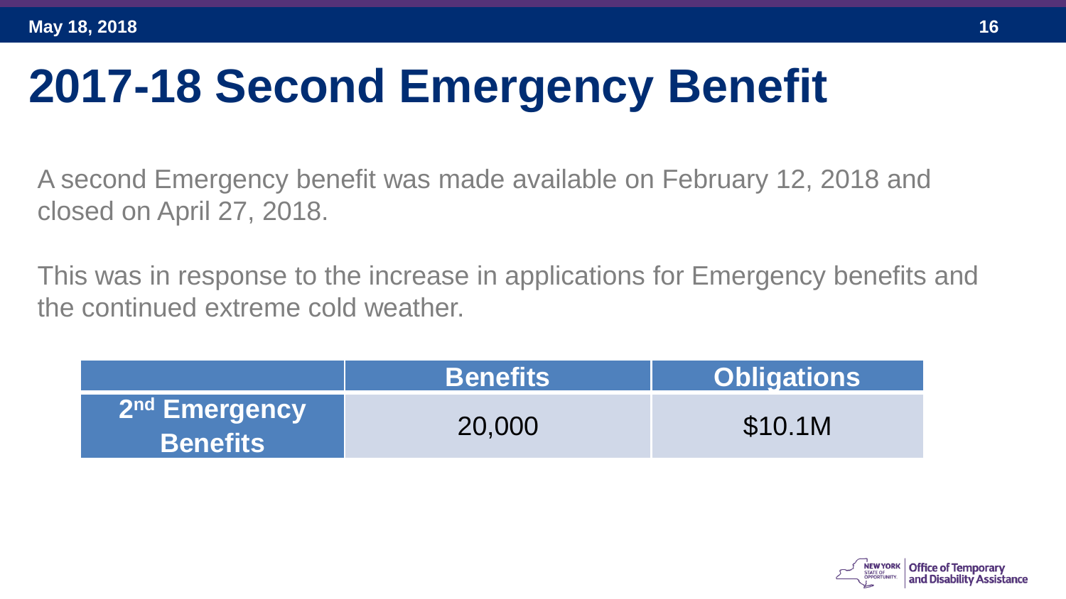# 2017-18 Second Emergency Benefit

A second Emergency benefit was made available on February 12, 2018 and closed on April 27, 2018.

This was in response to the increase in applications for Emergency benefits and the continued extreme cold weather.

| | Benefits | Obligations |
|---|---|---|
| 2nd Emergency Benefits | 20,000 | $10.1M |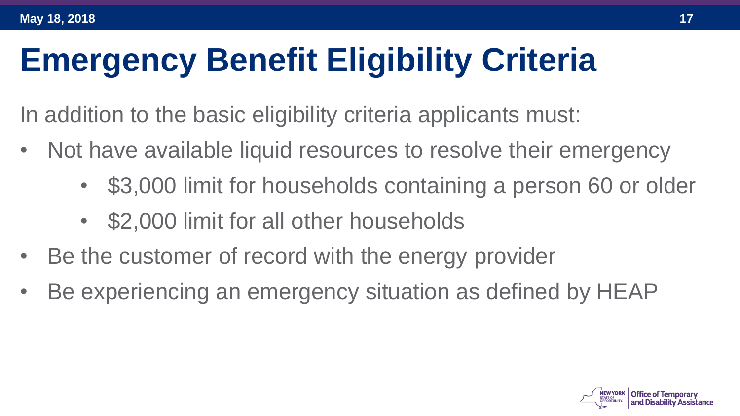# Emergency Benefit Eligibility Criteria

In addition to the basic eligibility criteria applicants must:

- Not have available liquid resources to resolve their emergency
  - $3,000 limit for households containing a person 60 or older
  - $2,000 limit for all other households
- Be the customer of record with the energy provider
- Be experiencing an emergency situation as defined by HEAP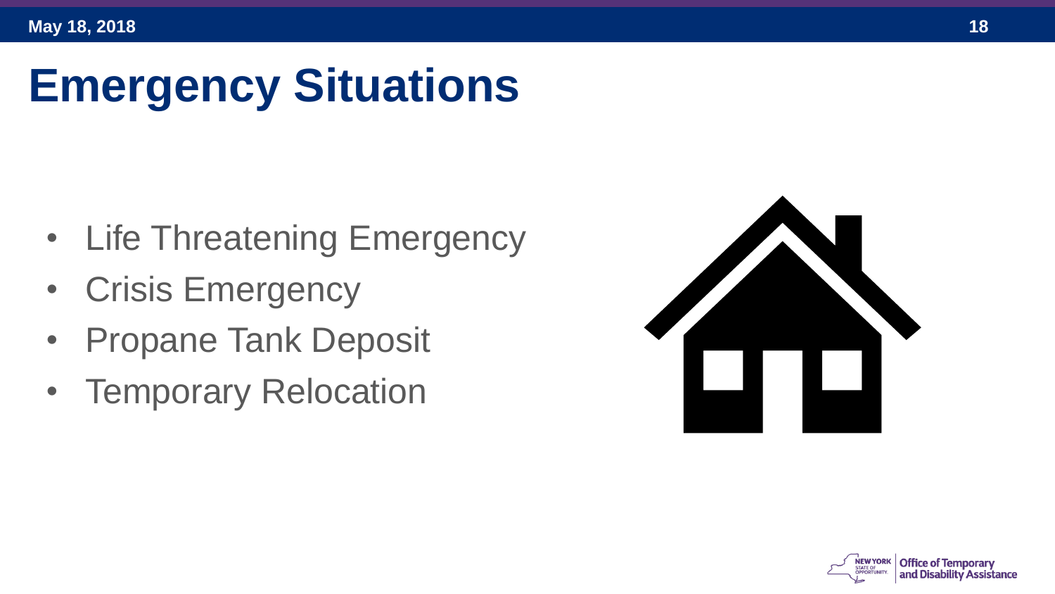# Emergency Situations

- Life Threatening Emergency
- Crisis Emergency
- Propane Tank Deposit
- Temporary Relocation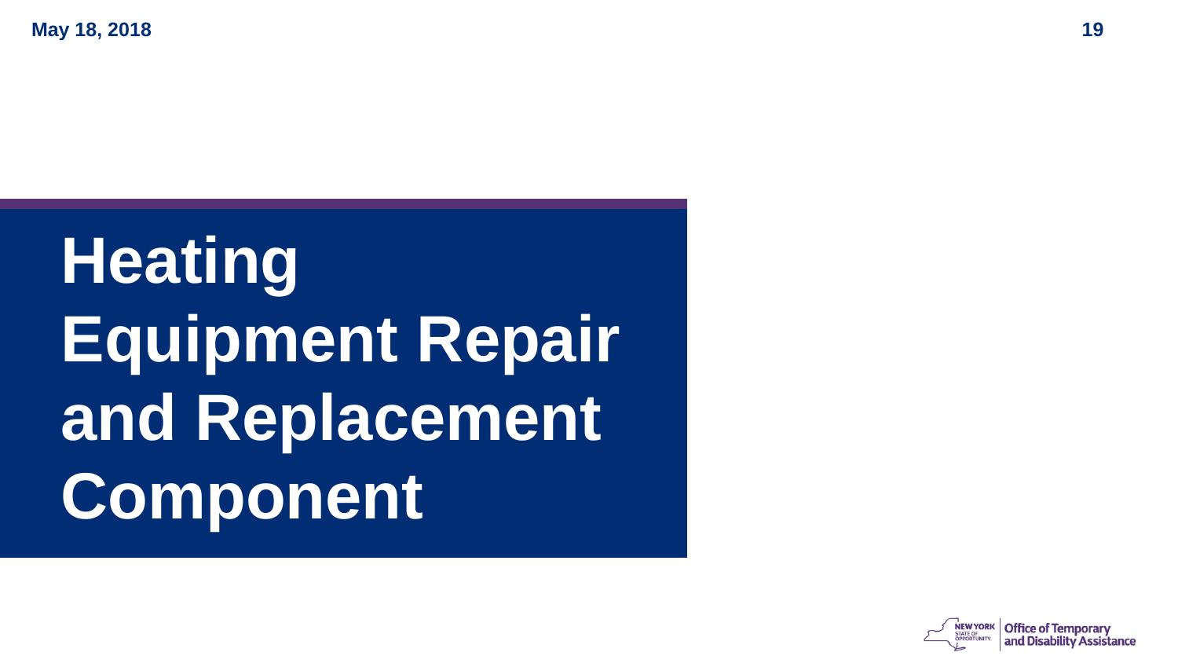# Heating Equipment Repair and Replacement Component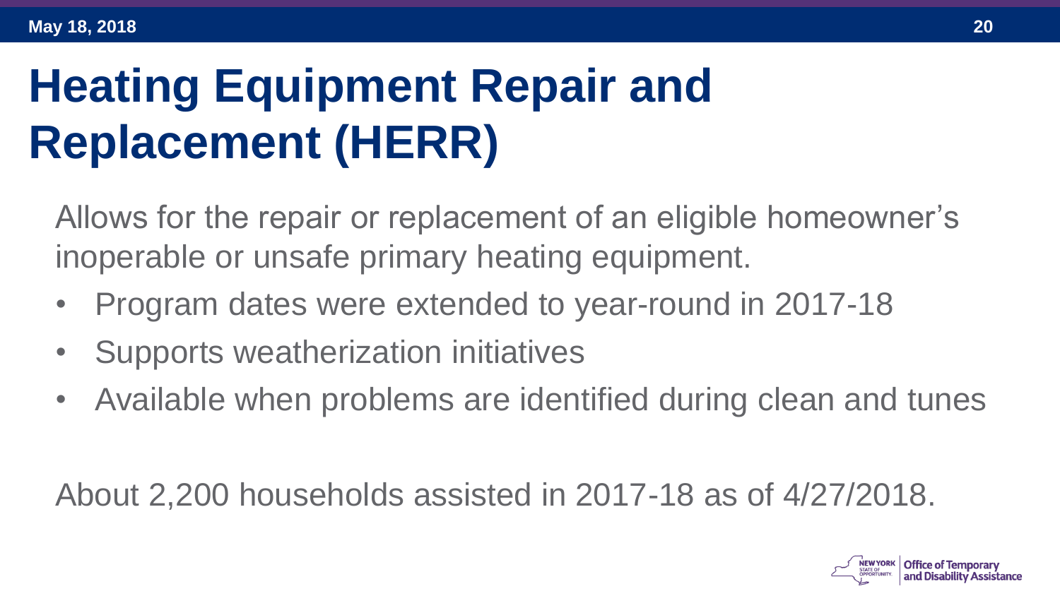# Heating Equipment Repair and Replacement (HERR)

Allows for the repair or replacement of an eligible homeowner's inoperable or unsafe primary heating equipment.

- Program dates were extended to year-round in 2017-18
- Supports weatherization initiatives
- Available when problems are identified during clean and tunes

About 2,200 households assisted in 2017-18 as of 4/27/2018.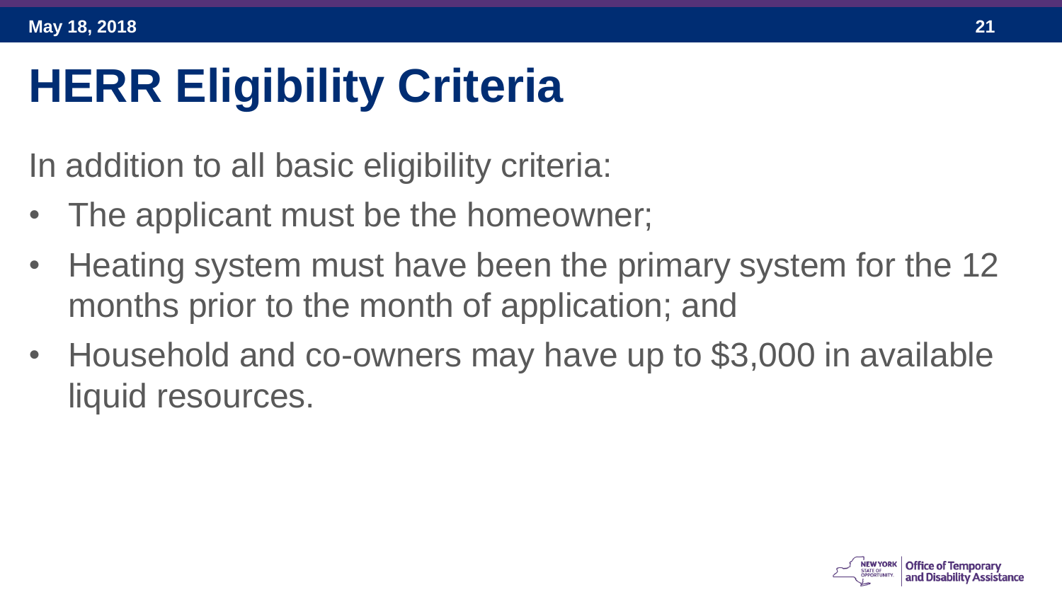# HERR Eligibility Criteria

In addition to all basic eligibility criteria:

- The applicant must be the homeowner;
- Heating system must have been the primary system for the 12 months prior to the month of application; and
- Household and co-owners may have up to $3,000 in available liquid resources.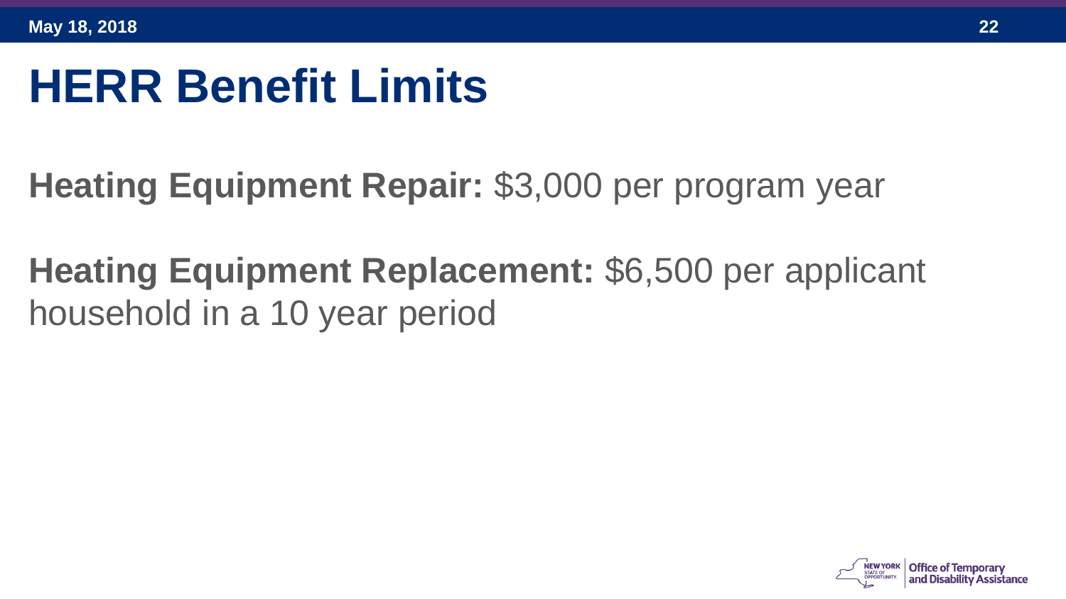# HERR Benefit Limits

**Heating Equipment Repair:** $3,000 per program year

**Heating Equipment Replacement:** $6,500 per applicant household in a 10 year period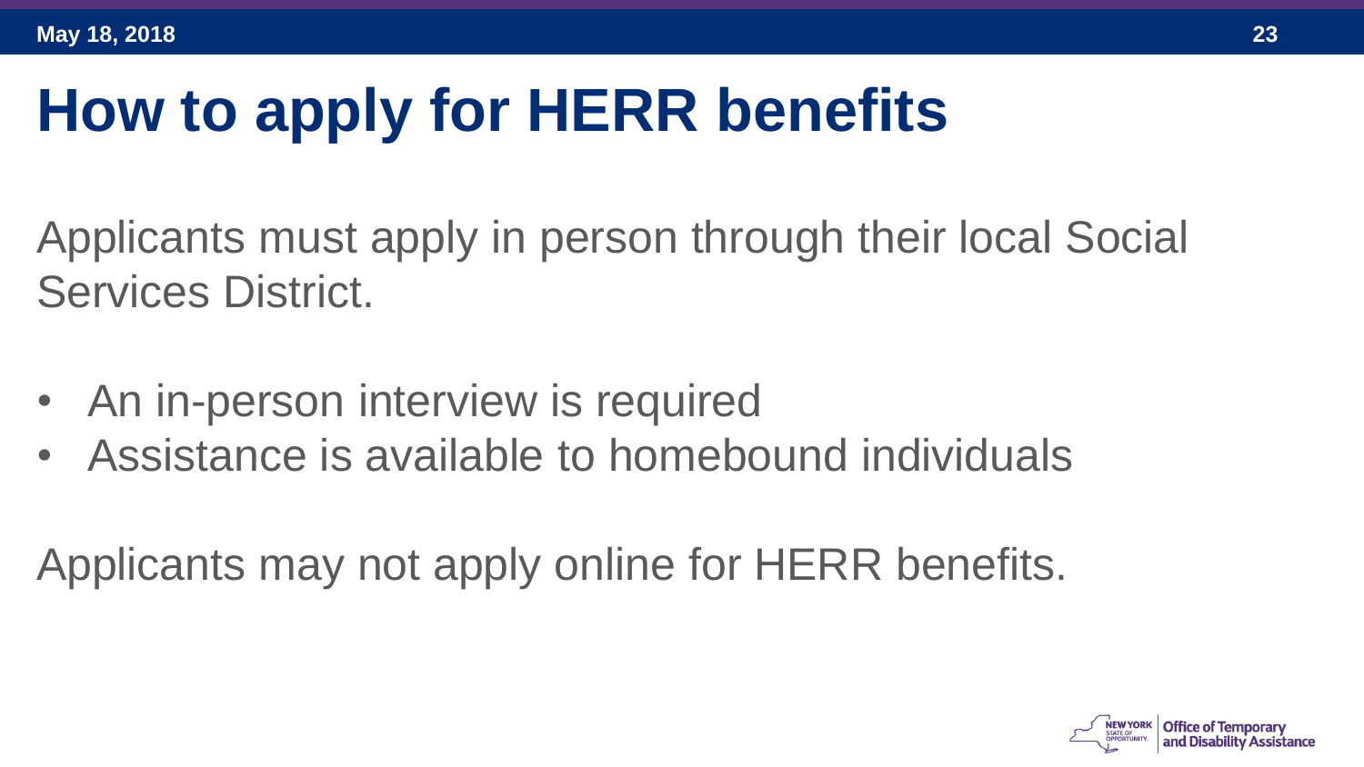# How to apply for HERR benefits

Applicants must apply in person through their local Social Services District.

- An in-person interview is required
- Assistance is available to homebound individuals

Applicants may not apply online for HERR benefits.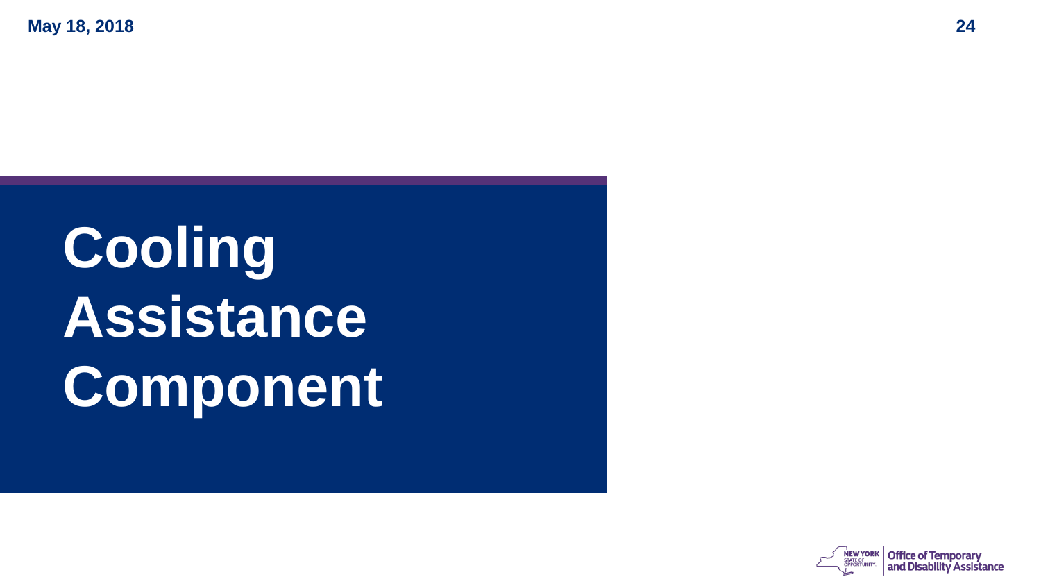# Cooling Assistance Component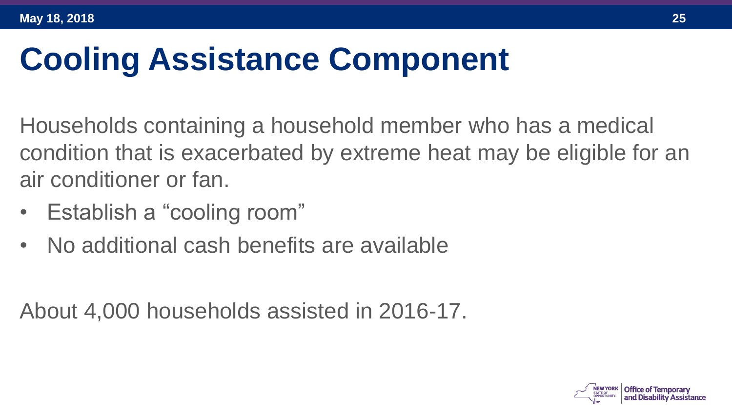# Cooling Assistance Component

Households containing a household member who has a medical condition that is exacerbated by extreme heat may be eligible for an air conditioner or fan.

- Establish a “cooling room”
- No additional cash benefits are available

About 4,000 households assisted in 2016-17.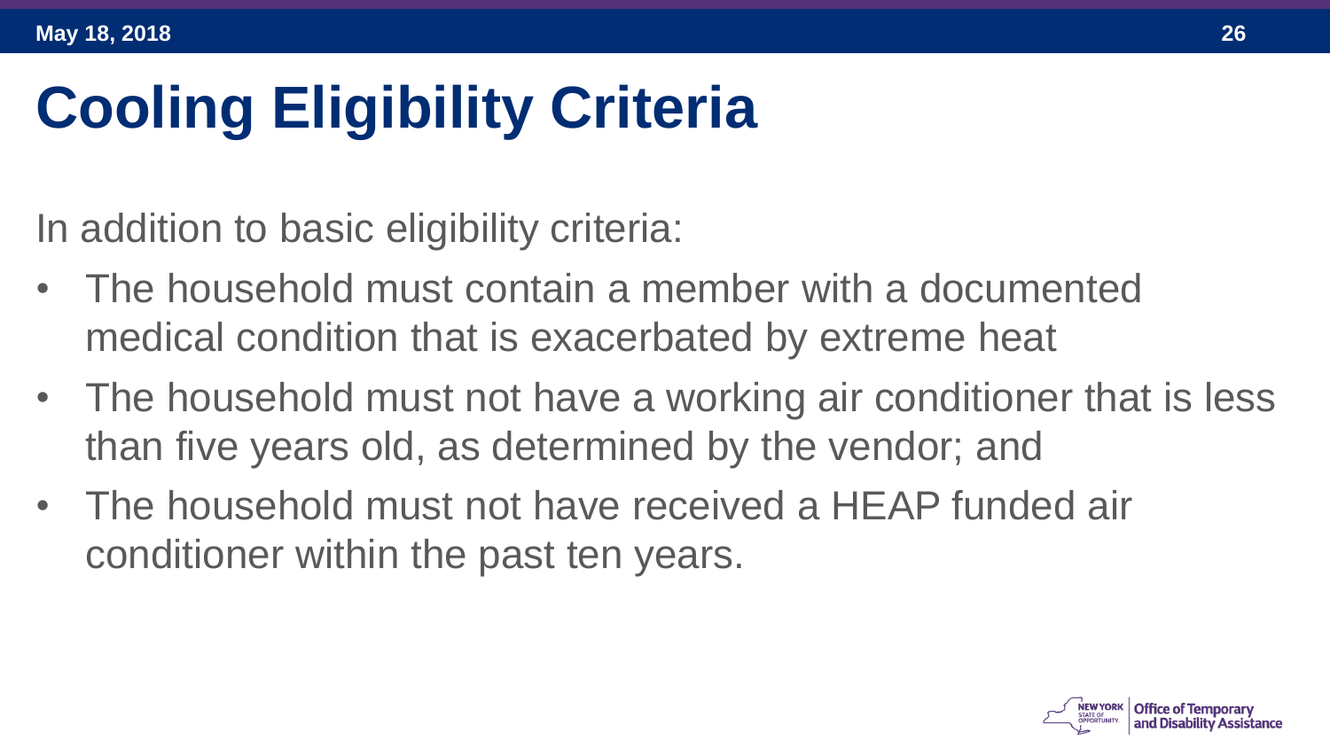# Cooling Eligibility Criteria

In addition to basic eligibility criteria:

- The household must contain a member with a documented medical condition that is exacerbated by extreme heat
- The household must not have a working air conditioner that is less than five years old, as determined by the vendor; and
- The household must not have received a HEAP funded air conditioner within the past ten years.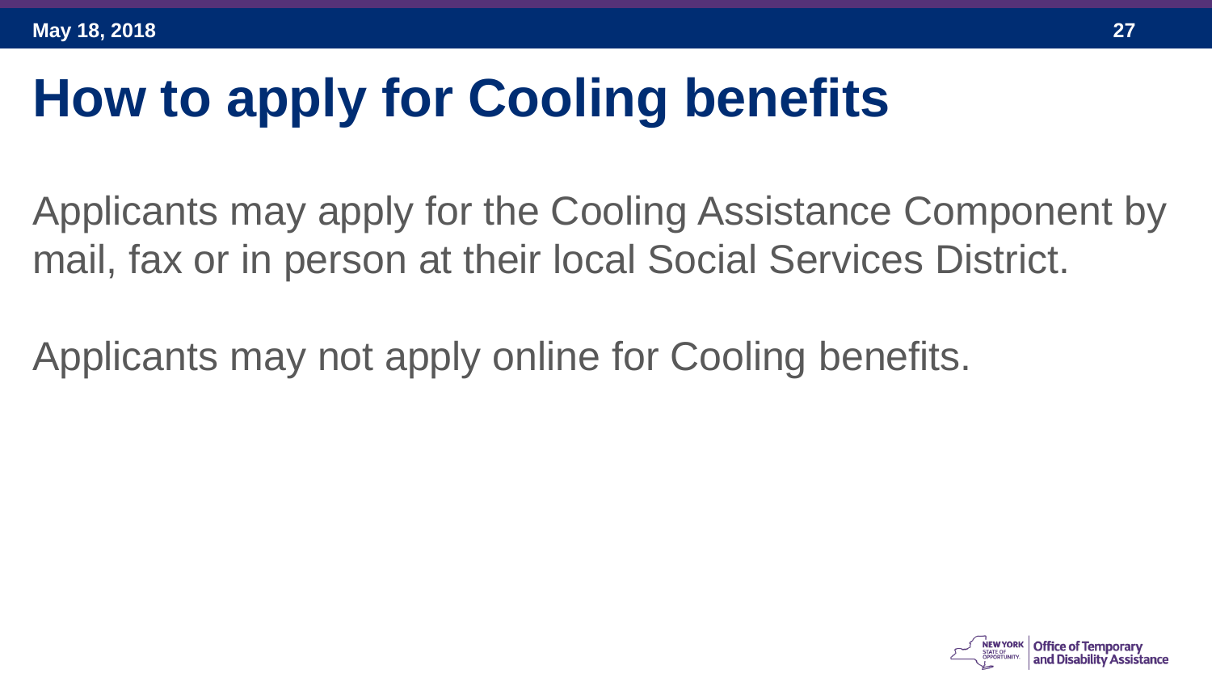# How to apply for Cooling benefits

Applicants may apply for the Cooling Assistance Component by mail, fax or in person at their local Social Services District.

Applicants may not apply online for Cooling benefits.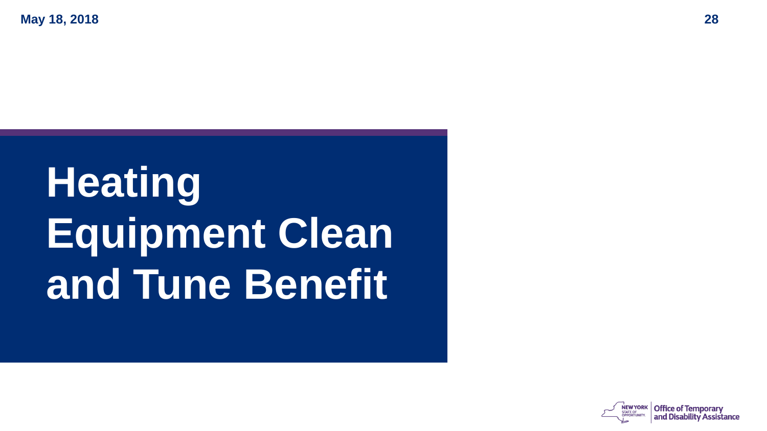# Heating Equipment Clean and Tune Benefit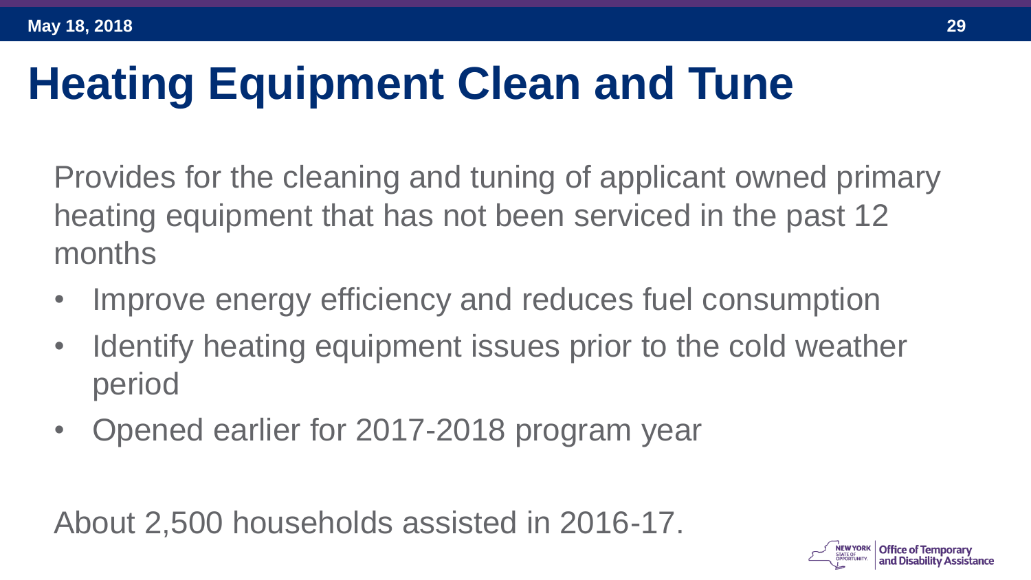# Heating Equipment Clean and Tune

Provides for the cleaning and tuning of applicant owned primary heating equipment that has not been serviced in the past 12 months

- Improve energy efficiency and reduces fuel consumption
- Identify heating equipment issues prior to the cold weather period
- Opened earlier for 2017-2018 program year

About 2,500 households assisted in 2016-17.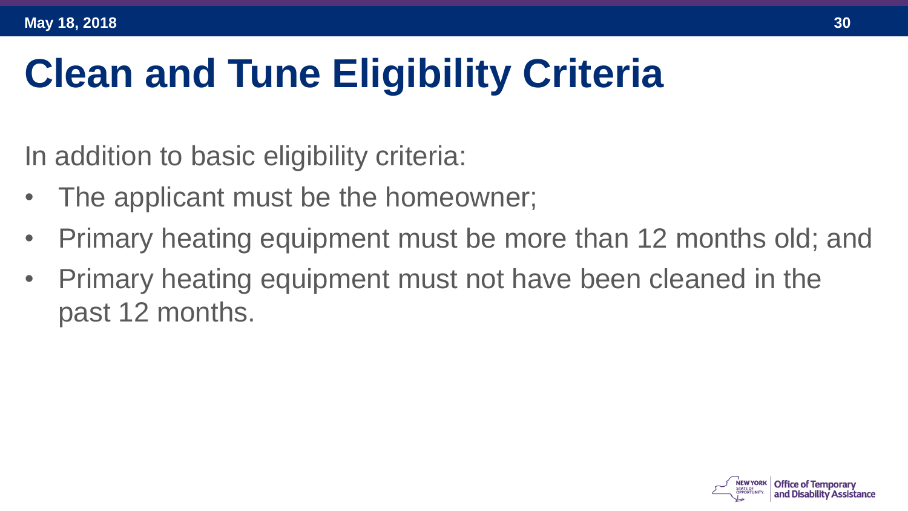# Clean and Tune Eligibility Criteria

In addition to basic eligibility criteria:

- The applicant must be the homeowner;
- Primary heating equipment must be more than 12 months old; and
- Primary heating equipment must not have been cleaned in the past 12 months.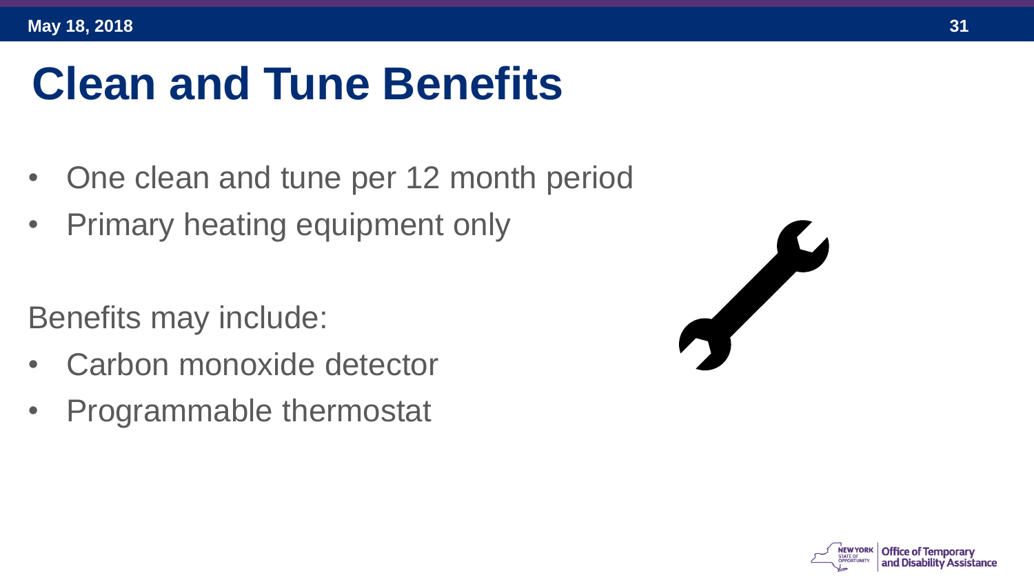# Clean and Tune Benefits

- One clean and tune per 12 month period
- Primary heating equipment only

Benefits may include:

- Carbon monoxide detector
- Programmable thermostat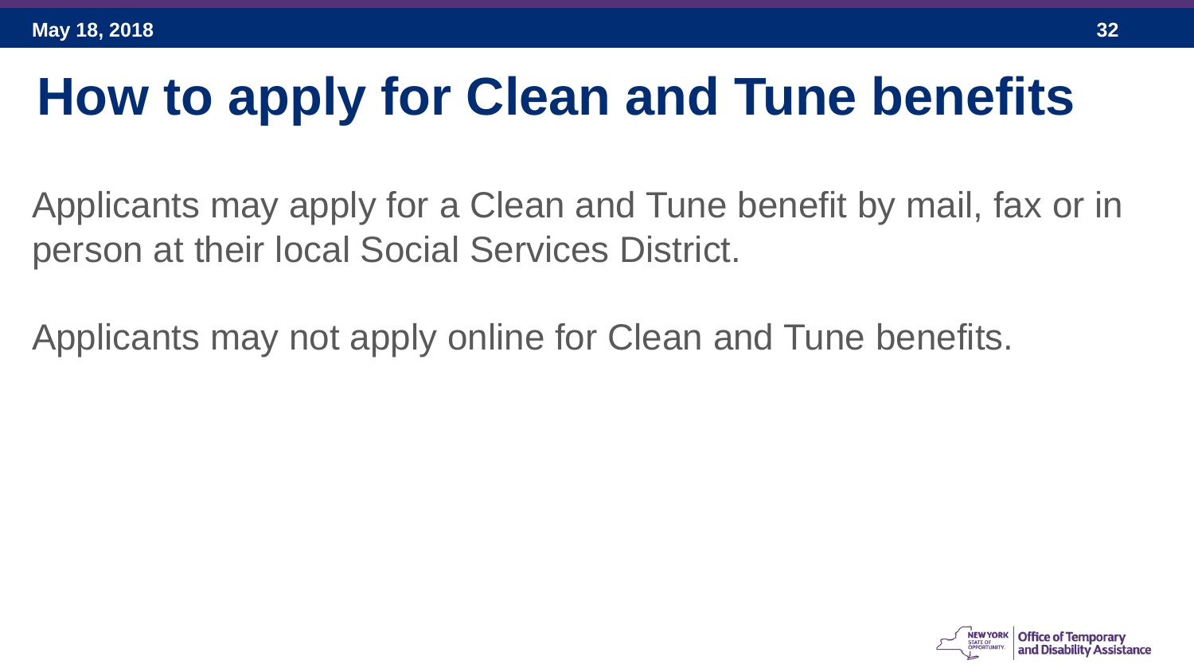# How to apply for Clean and Tune benefits

Applicants may apply for a Clean and Tune benefit by mail, fax or in person at their local Social Services District.

Applicants may not apply online for Clean and Tune benefits.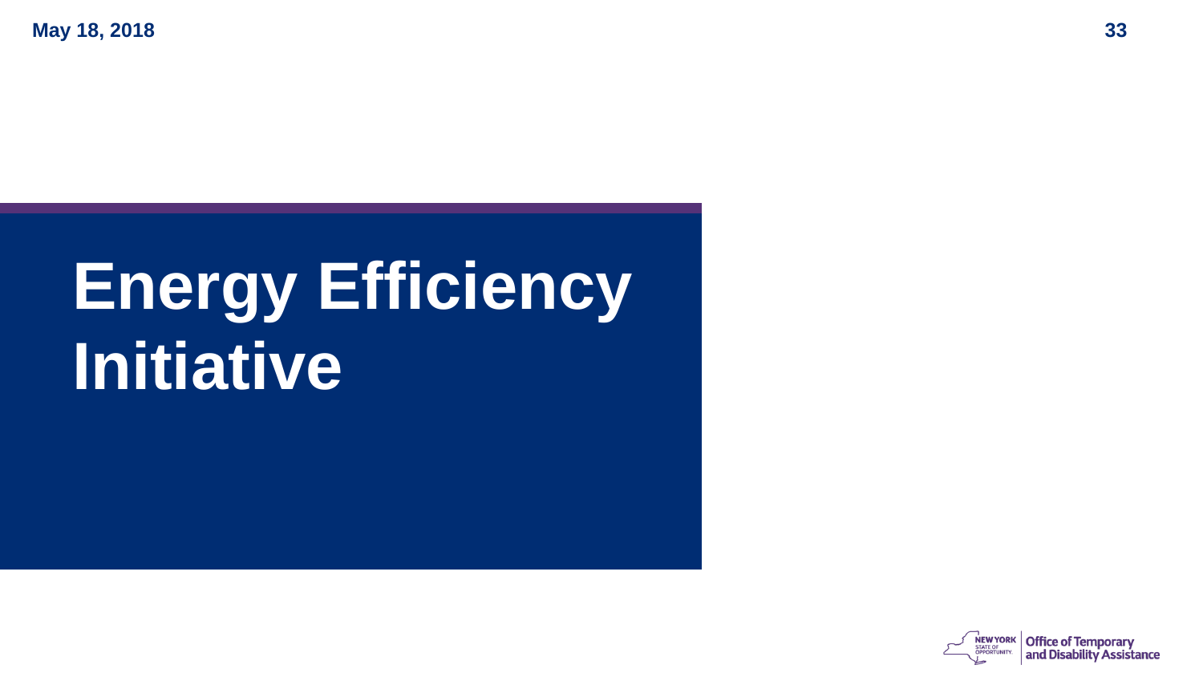# Energy Efficiency Initiative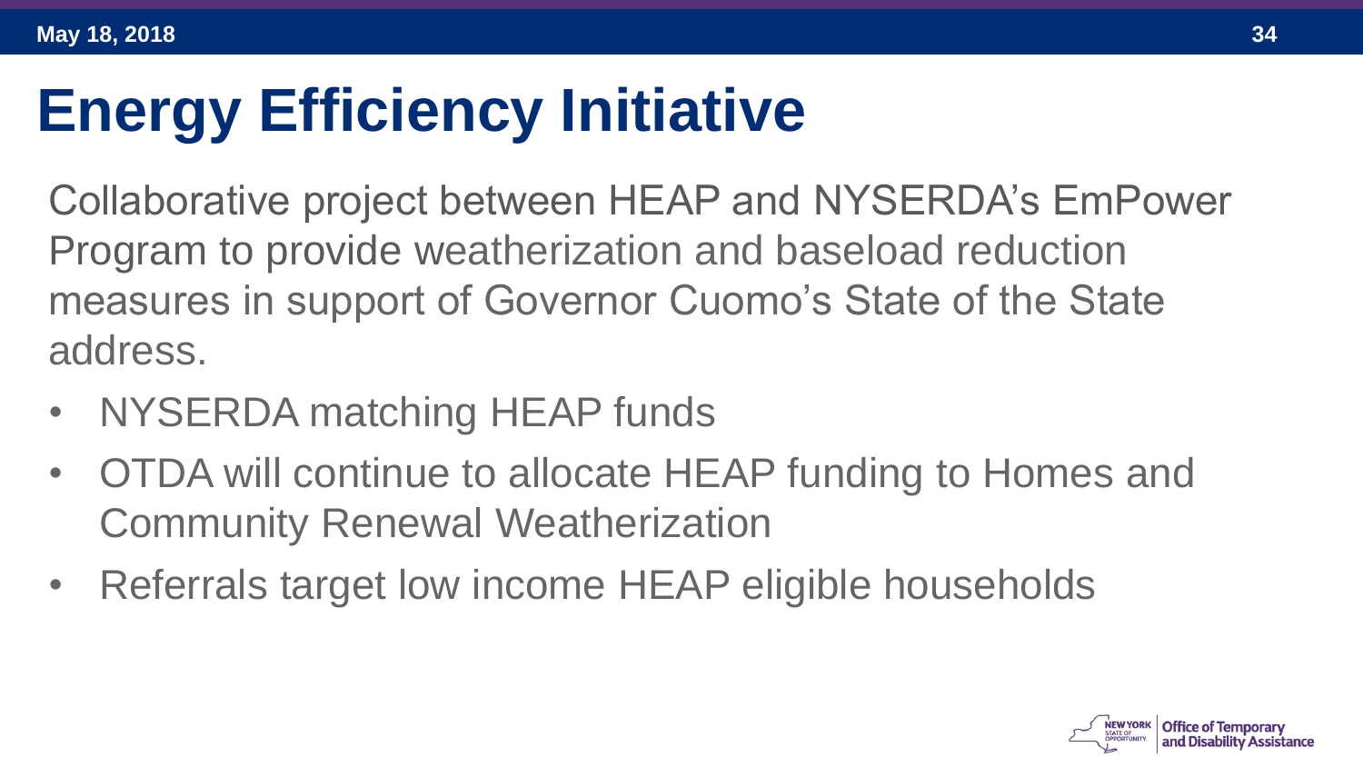# Energy Efficiency Initiative

Collaborative project between HEAP and NYSERDA's EmPower Program to provide weatherization and baseload reduction measures in support of Governor Cuomo's State of the State address.

- NYSERDA matching HEAP funds
- OTDA will continue to allocate HEAP funding to Homes and Community Renewal Weatherization
- Referrals target low income HEAP eligible households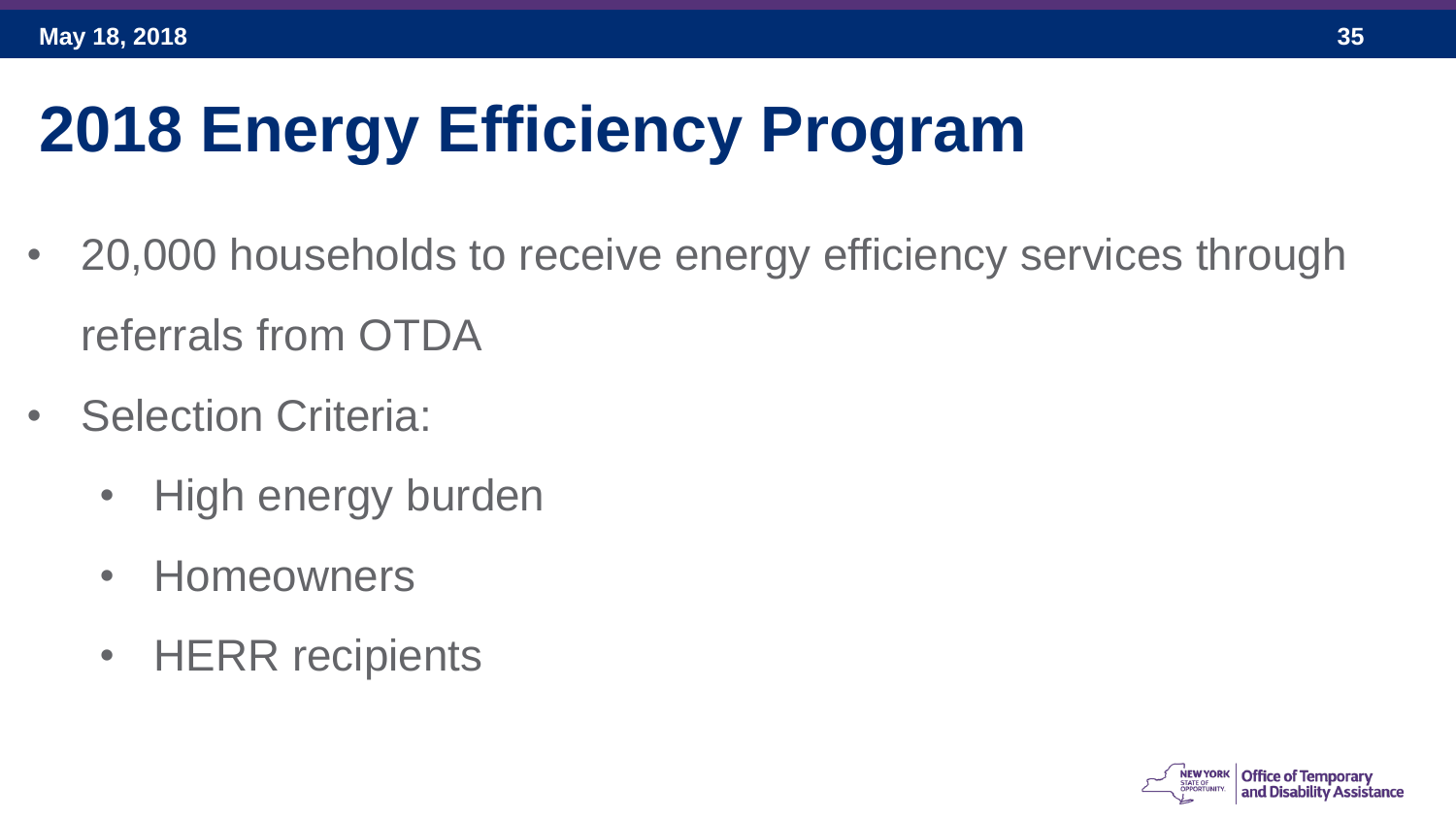# 2018 Energy Efficiency Program

- 20,000 households to receive energy efficiency services through referrals from OTDA
- Selection Criteria:
  - High energy burden
  - Homeowners
  - HERR recipients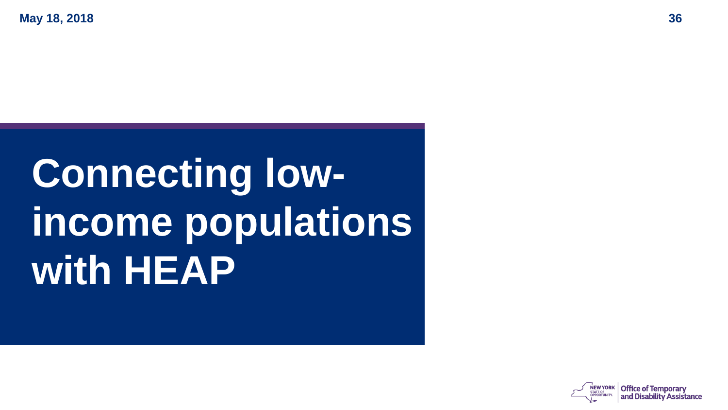# Connecting low-income populations with HEAP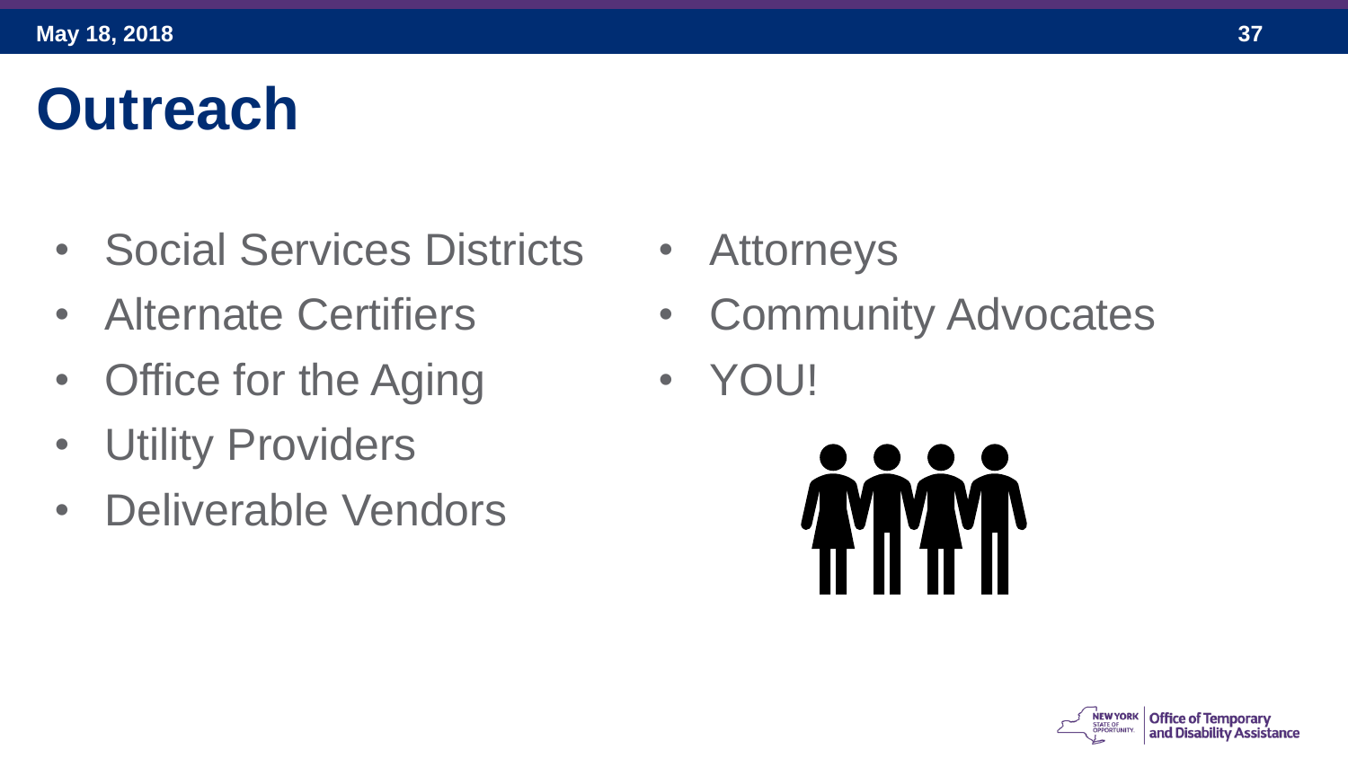# Outreach

- Social Services Districts
- Alternate Certifiers
- Office for the Aging
- Utility Providers
- Deliverable Vendors
- Attorneys
- Community Advocates
- YOU!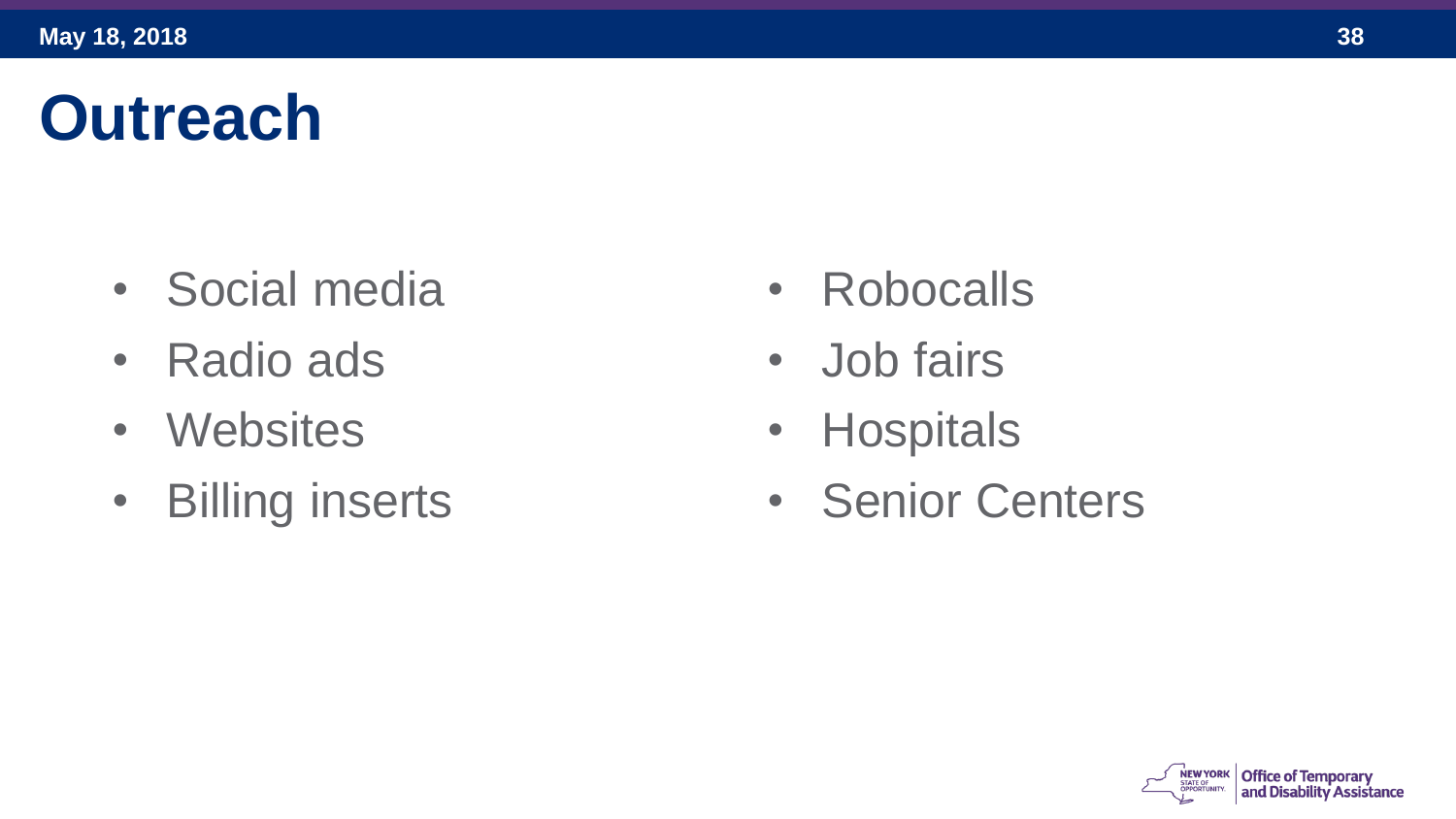# Outreach

- Social media
- Radio ads
- Websites
- Billing inserts
- Robocalls
- Job fairs
- Hospitals
- Senior Centers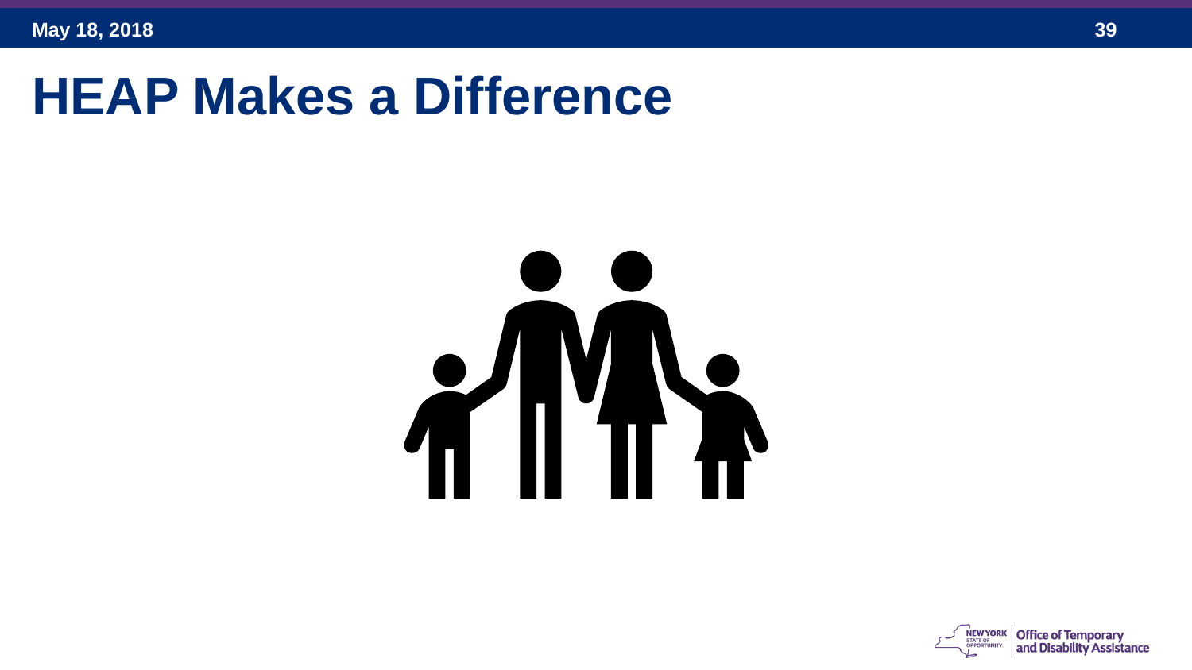# HEAP Makes a Difference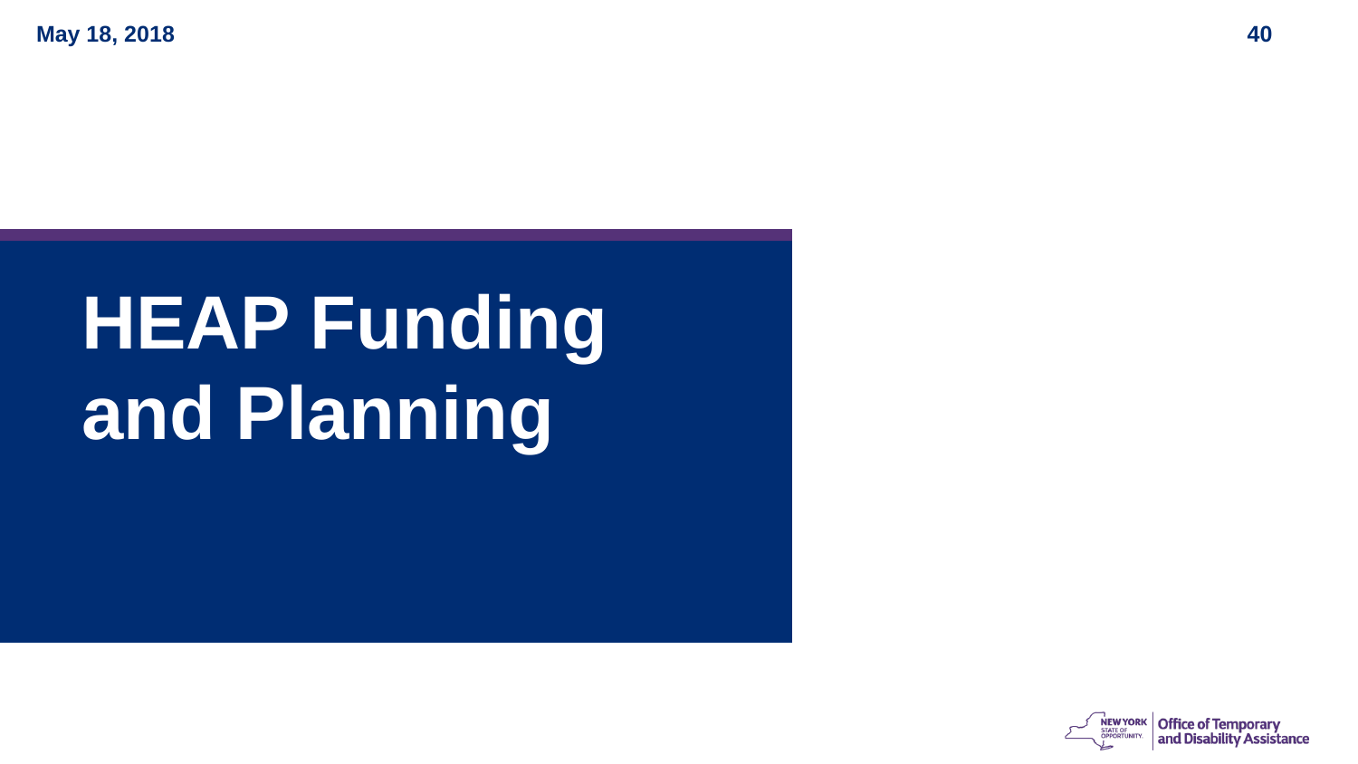# HEAP Funding and Planning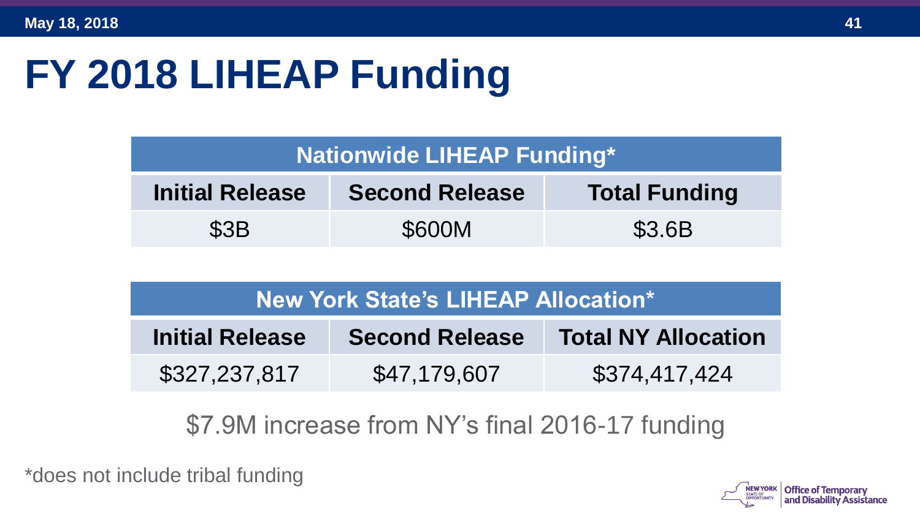# FY 2018 LIHEAP Funding

| Nationwide LIHEAP Funding* | | |
|---|---|---|
| **Initial Release** | **Second Release** | **Total Funding** |
| $3B | $600M | $3.6B |

| New York State's LIHEAP Allocation* | | |
|---|---|---|
| **Initial Release** | **Second Release** | **Total NY Allocation** |
| $327,237,817 | $47,179,607 | $374,417,424 |

$7.9M increase from NY's final 2016-17 funding

*does not include tribal funding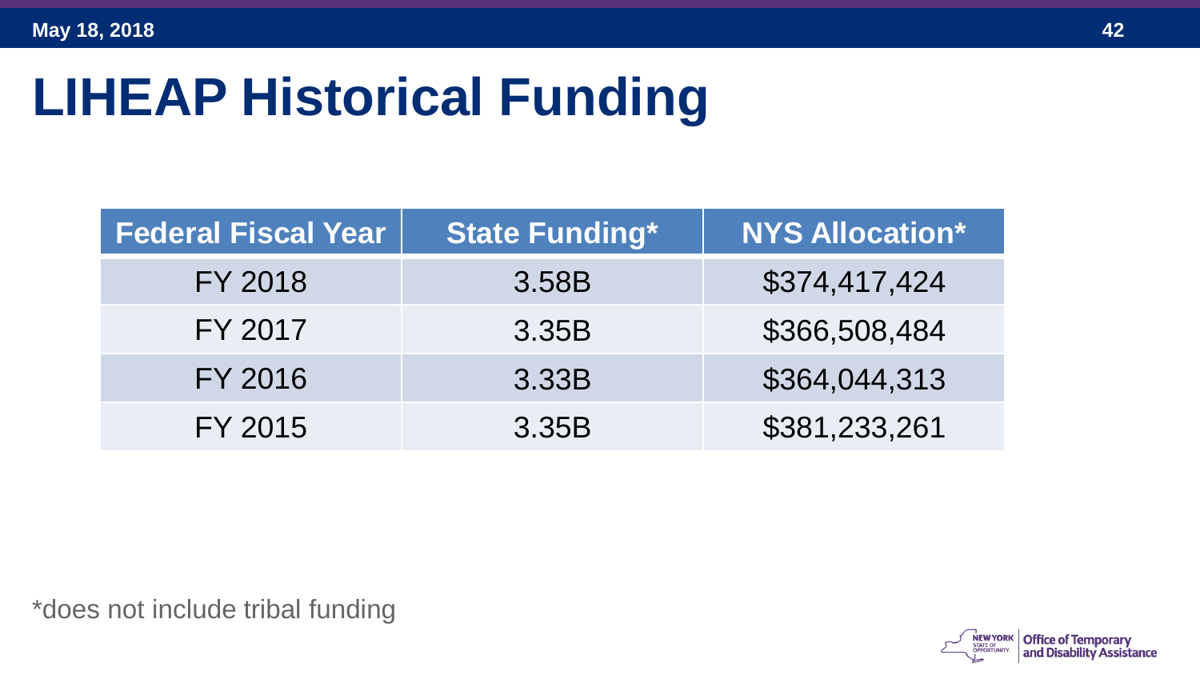# LIHEAP Historical Funding

| Federal Fiscal Year | State Funding* | NYS Allocation* |
| --- | --- | --- |
| FY 2018 | 3.58B | $374,417,424 |
| FY 2017 | 3.35B | $366,508,484 |
| FY 2016 | 3.33B | $364,044,313 |
| FY 2015 | 3.35B | $381,233,261 |

*does not include tribal funding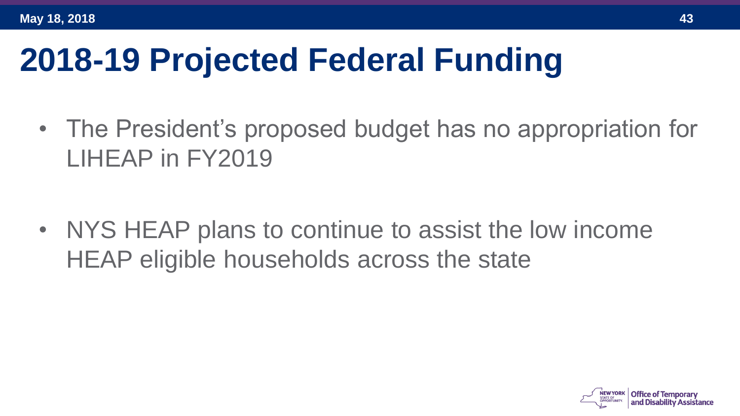# 2018-19 Projected Federal Funding

- The President's proposed budget has no appropriation for LIHEAP in FY2019

- NYS HEAP plans to continue to assist the low income HEAP eligible households across the state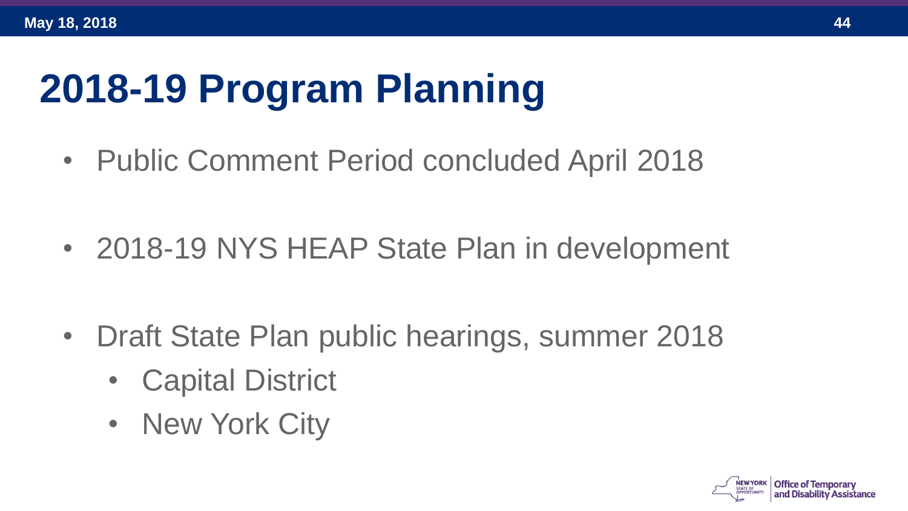# 2018-19 Program Planning

- Public Comment Period concluded April 2018
- 2018-19 NYS HEAP State Plan in development
- Draft State Plan public hearings, summer 2018
  - Capital District
  - New York City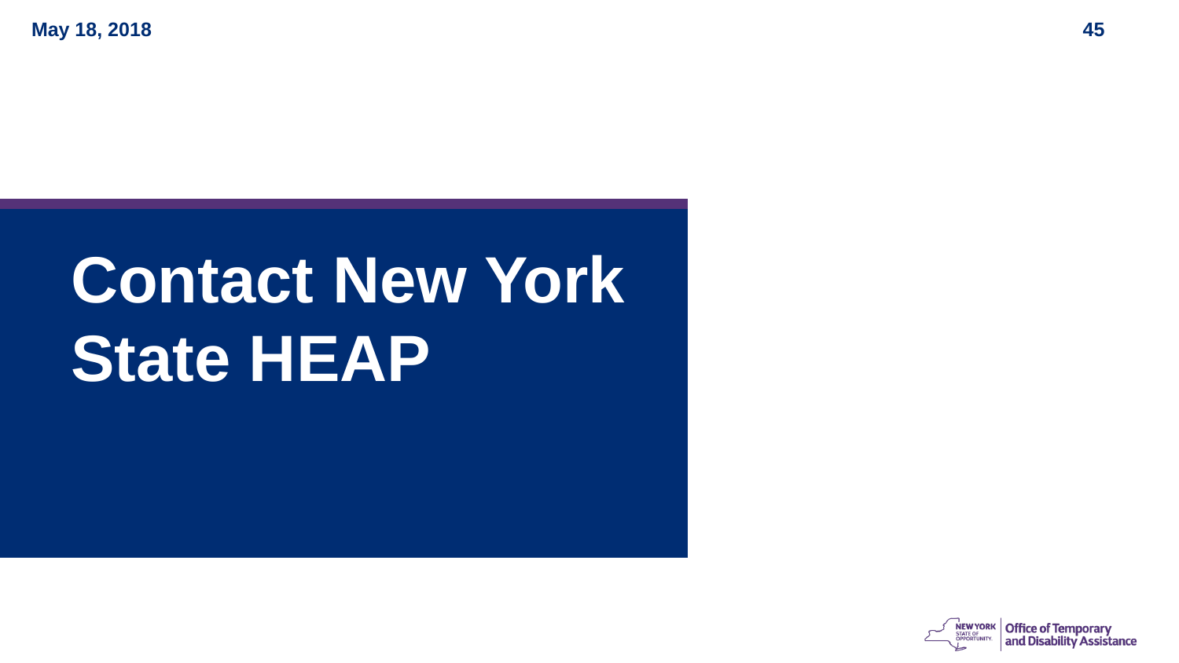# Contact New York State HEAP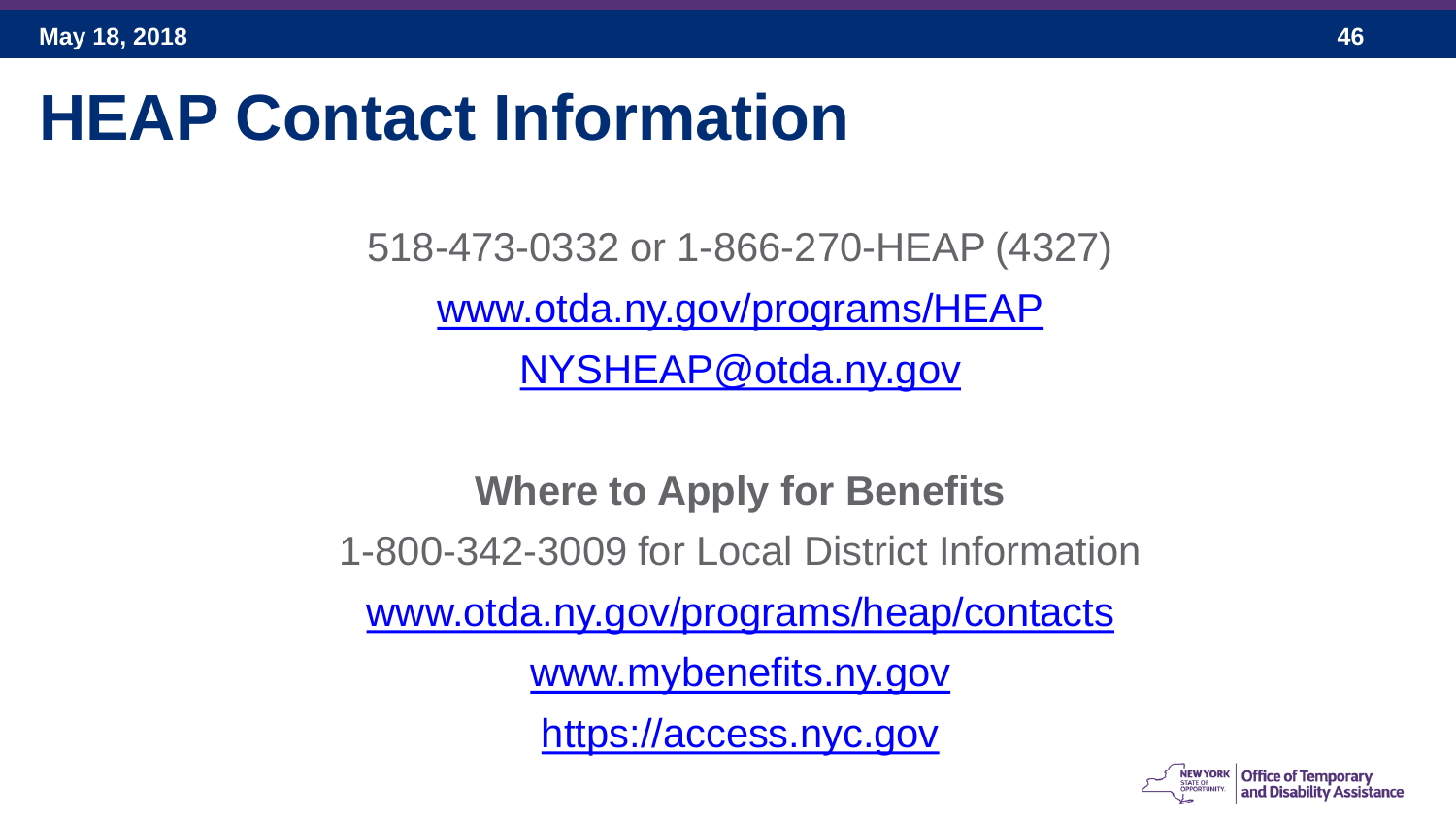# HEAP Contact Information

518-473-0332 or 1-866-270-HEAP (4327)

www.otda.ny.gov/programs/HEAP

NYSHEAP@otda.ny.gov

**Where to Apply for Benefits**

1-800-342-3009 for Local District Information

www.otda.ny.gov/programs/heap/contacts

www.mybenefits.ny.gov

https://access.nyc.gov

NEW YORK STATE OF OPPORTUNITY. | Office of Temporary and Disability Assistance